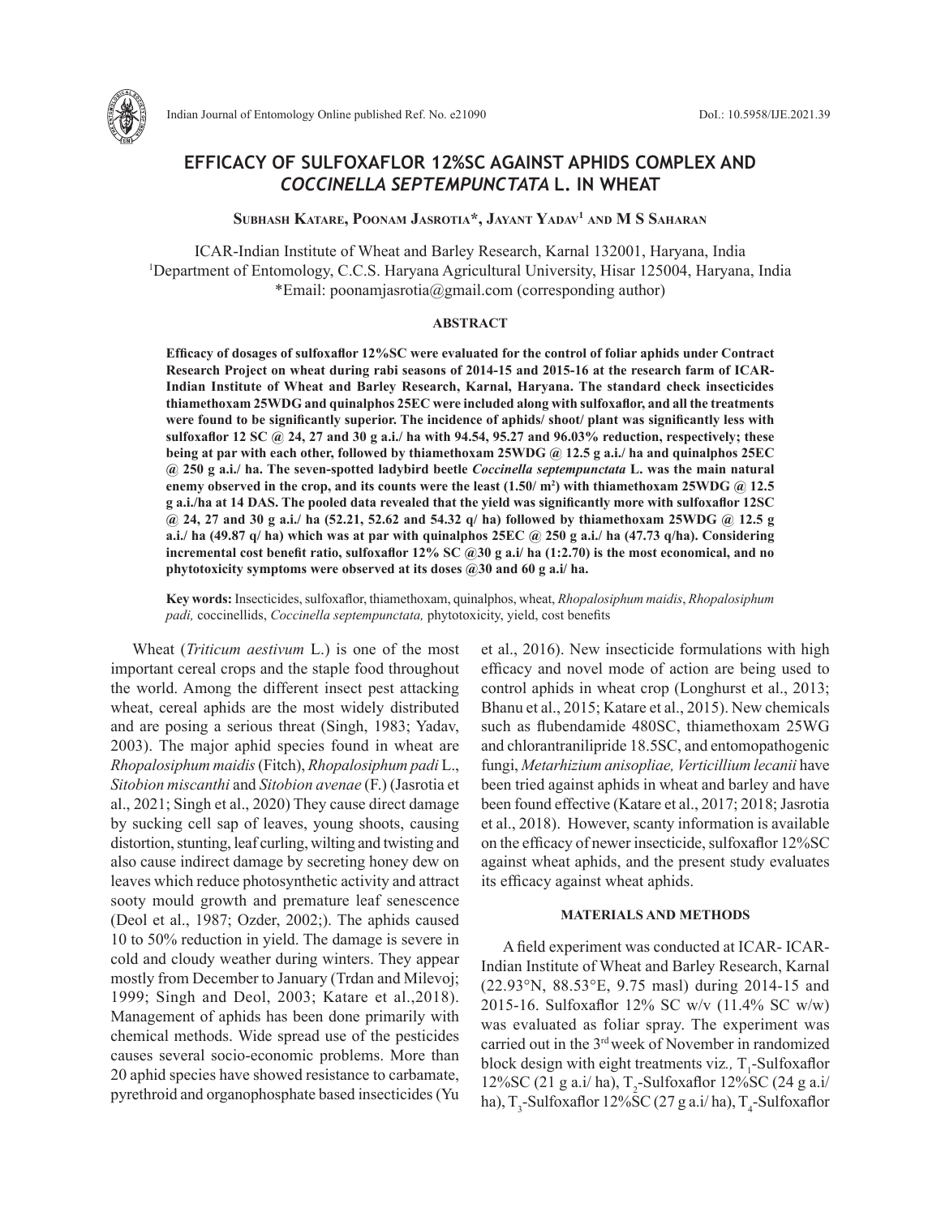# EFFICACY OF SULFOXAFLOR 12%SC AGAINST APHIDS COMPLEX AND *COCCINELLA SEPTEMPUNCTATA* L. IN WHEAT

**Subhash Katare, Poonam Jasrotia\*, Jayant Yadav[1] and M S Saharan**

ICAR-Indian Institute of Wheat and Barley Research, Karnal 132001, Haryana, India
[1]Department of Entomology, C.C.S. Haryana Agricultural University, Hisar 125004, Haryana, India
\*Email: poonamjasrotia@gmail.com (corresponding author)

## ABSTRACT

**Efficacy of dosages of sulfoxaflor 12%SC were evaluated for the control of foliar aphids under Contract Research Project on wheat during rabi seasons of 2014-15 and 2015-16 at the research farm of ICAR-Indian Institute of Wheat and Barley Research, Karnal, Haryana. The standard check insecticides thiamethoxam 25WDG and quinalphos 25EC were included along with sulfoxaflor, and all the treatments were found to be significantly superior. The incidence of aphids/ shoot/ plant was significantly less with sulfoxaflor 12 SC @ 24, 27 and 30 g a.i./ ha with 94.54, 95.27 and 96.03% reduction, respectively; these being at par with each other, followed by thiamethoxam 25WDG @ 12.5 g a.i./ ha and quinalphos 25EC @ 250 g a.i./ ha. The seven-spotted ladybird beetle *Coccinella septempunctata* L. was the main natural enemy observed in the crop, and its counts were the least (1.50/ m$^2$) with thiamethoxam 25WDG @ 12.5 g a.i./ha at 14 DAS. The pooled data revealed that the yield was significantly more with sulfoxaflor 12SC @ 24, 27 and 30 g a.i./ ha (52.21, 52.62 and 54.32 q/ ha) followed by thiamethoxam 25WDG @ 12.5 g a.i./ ha (49.87 q/ ha) which was at par with quinalphos 25EC @ 250 g a.i./ ha (47.73 q/ha). Considering incremental cost benefit ratio, sulfoxaflor 12% SC @30 g a.i/ ha (1:2.70) is the most economical, and no phytotoxicity symptoms were observed at its doses @30 and 60 g a.i/ ha.**

**Key words:** Insecticides, sulfoxaflor, thiamethoxam, quinalphos, wheat, *Rhopalosiphum maidis*, *Rhopalosiphum padi,* coccinellids, *Coccinella septempunctata,* phytotoxicity, yield, cost benefits

Wheat (*Triticum aestivum* L.) is one of the most important cereal crops and the staple food throughout the world. Among the different insect pest attacking wheat, cereal aphids are the most widely distributed and are posing a serious threat (Singh, 1983; Yadav, 2003). The major aphid species found in wheat are *Rhopalosiphum maidis* (Fitch), *Rhopalosiphum padi* L., *Sitobion miscanthi* and *Sitobion avenae* (F.) (Jasrotia et al., 2021; Singh et al., 2020) They cause direct damage by sucking cell sap of leaves, young shoots, causing distortion, stunting, leaf curling, wilting and twisting and also cause indirect damage by secreting honey dew on leaves which reduce photosynthetic activity and attract sooty mould growth and premature leaf senescence (Deol et al., 1987; Ozder, 2002;). The aphids caused 10 to 50% reduction in yield. The damage is severe in cold and cloudy weather during winters. They appear mostly from December to January (Trdan and Milevoj; 1999; Singh and Deol, 2003; Katare et al.,2018). Management of aphids has been done primarily with chemical methods. Wide spread use of the pesticides causes several socio-economic problems. More than 20 aphid species have showed resistance to carbamate, pyrethroid and organophosphate based insecticides (Yu et al., 2016). New insecticide formulations with high efficacy and novel mode of action are being used to control aphids in wheat crop (Longhurst et al., 2013; Bhanu et al., 2015; Katare et al., 2015). New chemicals such as flubendamide 480SC, thiamethoxam 25WG and chlorantraniliptide 18.5SC, and entomopathogenic fungi, *Metarhizium anisopliae, Verticillium lecanii* have been tried against aphids in wheat and barley and have been found effective (Katare et al., 2017; 2018; Jasrotia et al., 2018). However, scanty information is available on the efficacy of newer insecticide, sulfoxaflor 12%SC against wheat aphids, and the present study evaluates its efficacy against wheat aphids.

## MATERIALS AND METHODS

A field experiment was conducted at ICAR- ICAR-Indian Institute of Wheat and Barley Research, Karnal (22.93°N, 88.53°E, 9.75 masl) during 2014-15 and 2015-16. Sulfoxaflor 12% SC w/v (11.4% SC w/w) was evaluated as foliar spray. The experiment was carried out in the 3$^{rd}$ week of November in randomized block design with eight treatments viz*.,* $T_1$-Sulfoxaflor 12%SC (21 g a.i/ ha), $T_2$-Sulfoxaflor 12%SC (24 g a.i/ ha), $T_3$-Sulfoxaflor 12%SC (27 g a.i/ ha), $T_4$-Sulfoxaflor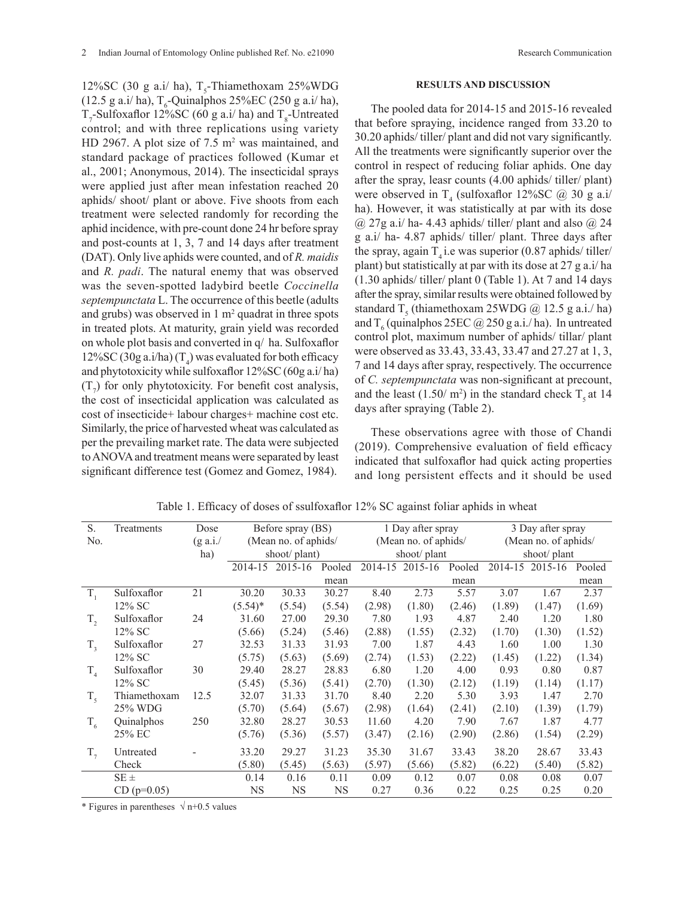12%SC (30 g a.i/ ha), $T_5$-Thiamethoxam 25%WDG (12.5 g a.i/ ha), $T_6$-Quinalphos 25%EC (250 g a.i/ ha), $T_7$-Sulfoxaflor 12%SC (60 g a.i/ ha) and $T_8$-Untreated control; and with three replications using variety HD 2967. A plot size of 7.5 $m^2$ was maintained, and standard package of practices followed (Kumar et al., 2001; Anonymous, 2014). The insecticidal sprays were applied just after mean infestation reached 20 aphids/ shoot/ plant or above. Five shoots from each treatment were selected randomly for recording the aphid incidence, with pre-count done 24 hr before spray and post-counts at 1, 3, 7 and 14 days after treatment (DAT). Only live aphids were counted, and of *R. maidis* and *R. padi*. The natural enemy that was observed was the seven-spotted ladybird beetle *Coccinella septempunctata* L. The occurrence of this beetle (adults and grubs) was observed in 1 $m^2$ quadrat in three spots in treated plots. At maturity, grain yield was recorded on whole plot basis and converted in q/ ha. Sulfoxaflor 12%SC (30g a.i/ha) ($T_4$) was evaluated for both efficacy and phytotoxicity while sulfoxaflor 12%SC (60g a.i/ ha) ($T_7$) for only phytotoxicity. For benefit cost analysis, the cost of insecticidal application was calculated as cost of insecticide+ labour charges+ machine cost etc. Similarly, the price of harvested wheat was calculated as per the prevailing market rate. The data were subjected to ANOVA and treatment means were separated by least significant difference test (Gomez and Gomez, 1984).

## RESULTS AND DISCUSSION

The pooled data for 2014-15 and 2015-16 revealed that before spraying, incidence ranged from 33.20 to 30.20 aphids/ tiller/ plant and did not vary significantly. All the treatments were significantly superior over the control in respect of reducing foliar aphids. One day after the spray, leasr counts (4.00 aphids/ tiller/ plant) were observed in $T_4$ (sulfoxaflor 12%SC @ 30 g a.i/ ha). However, it was statistically at par with its dose @ 27g a.i/ ha- 4.43 aphids/ tiller/ plant and also @ 24 g a.i/ ha- 4.87 aphids/ tiller/ plant. Three days after the spray, again $T_4$ i.e was superior (0.87 aphids/ tiller/ plant) but statistically at par with its dose at 27 g a.i/ ha (1.30 aphids/ tiller/ plant 0 (Table 1). At 7 and 14 days after the spray, similar results were obtained followed by standard $T_5$ (thiamethoxam 25WDG @ 12.5 g a.i./ ha) and $T_6$ (quinalphos 25EC @ 250 g a.i./ ha). In untreated control plot, maximum number of aphids/ tillar/ plant were observed as 33.43, 33.43, 33.47 and 27.27 at 1, 3, 7 and 14 days after spray, respectively. The occurrence of *C. septempunctata* was non-significant at precount, and the least (1.50/ $m^2$) in the standard check $T_5$ at 14 days after spraying (Table 2).

These observations agree with those of Chandi (2019). Comprehensive evaluation of field efficacy indicated that sulfoxaflor had quick acting properties and long persistent effects and it should be used

Table 1. Efficacy of doses of ssulfoxaflor 12% SC against foliar aphids in wheat

| S. No. | Treatments | Dose (g a.i./ ha) | Before spray (BS) (Mean no. of aphids/ shoot/ plant) | | | 1 Day after spray (Mean no. of aphids/ shoot/ plant | | | 3 Day after spray (Mean no. of aphids/ shoot/ plant | | |
|---|---|---|---|---|---|---|---|---|---|---|---|
| | | | 2014-15 | 2015-16 | Pooled mean | 2014-15 | 2015-16 | Pooled mean | 2014-15 | 2015-16 | Pooled mean |
| $T_1$ | Sulfoxaflor 12% SC | 21 | 30.20 (5.54)* | 30.33 (5.54) | 30.27 (5.54) | 8.40 (2.98) | 2.73 (1.80) | 5.57 (2.46) | 3.07 (1.89) | 1.67 (1.47) | 2.37 (1.69) |
| $T_2$ | Sulfoxaflor 12% SC | 24 | 31.60 (5.66) | 27.00 (5.24) | 29.30 (5.46) | 7.80 (2.88) | 1.93 (1.55) | 4.87 (2.32) | 2.40 (1.70) | 1.20 (1.30) | 1.80 (1.52) |
| $T_3$ | Sulfoxaflor 12% SC | 27 | 32.53 (5.75) | 31.33 (5.63) | 31.93 (5.69) | 7.00 (2.74) | 1.87 (1.53) | 4.43 (2.22) | 1.60 (1.45) | 1.00 (1.22) | 1.30 (1.34) |
| $T_4$ | Sulfoxaflor 12% SC | 30 | 29.40 (5.45) | 28.27 (5.36) | 28.83 (5.41) | 6.80 (2.70) | 1.20 (1.30) | 4.00 (2.12) | 0.93 (1.19) | 0.80 (1.14) | 0.87 (1.17) |
| $T_5$ | Thiamethoxam 25% WDG | 12.5 | 32.07 (5.70) | 31.33 (5.64) | 31.70 (5.67) | 8.40 (2.98) | 2.20 (1.64) | 5.30 (2.41) | 3.93 (2.10) | 1.47 (1.39) | 2.70 (1.79) |
| $T_6$ | Quinalphos 25% EC | 250 | 32.80 (5.76) | 28.27 (5.36) | 30.53 (5.57) | 11.60 (3.47) | 4.20 (2.16) | 7.90 (2.90) | 7.67 (2.86) | 1.87 (1.54) | 4.77 (2.29) |
| $T_7$ | Untreated Check | - | 33.20 (5.80) | 29.27 (5.45) | 31.23 (5.63) | 35.30 (5.97) | 31.67 (5.66) | 33.43 (5.82) | 38.20 (6.22) | 28.67 (5.40) | 33.43 (5.82) |
| | SE ± | | 0.14 | 0.16 | 0.11 | 0.09 | 0.12 | 0.07 | 0.08 | 0.08 | 0.07 |
| | CD (p=0.05) | | NS | NS | NS | 0.27 | 0.36 | 0.22 | 0.25 | 0.25 | 0.20 |

\* Figures in parentheses $\sqrt{n+0.5}$ values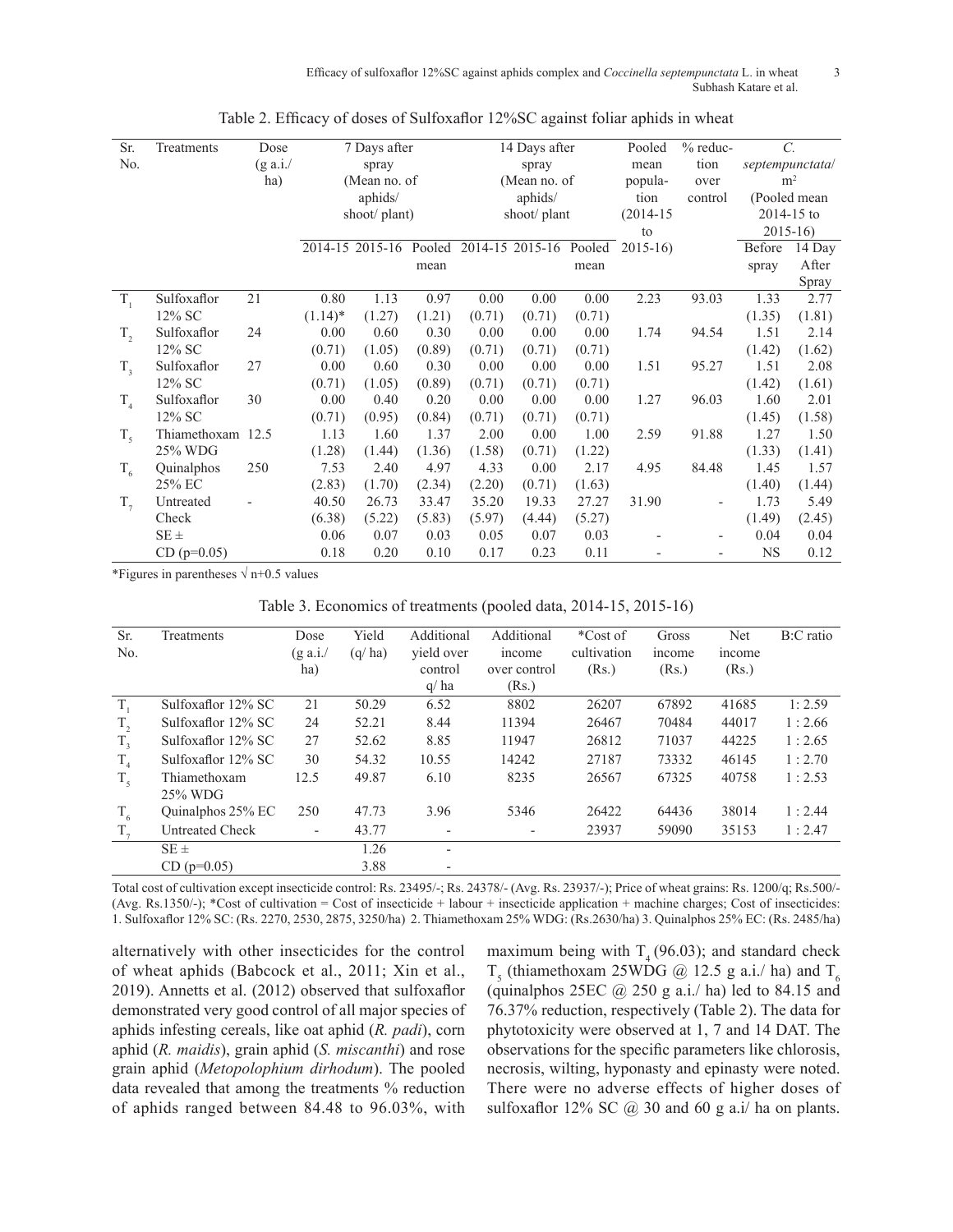Table 2. Efficacy of doses of Sulfoxaflor 12%SC against foliar aphids in wheat

| Sr. No. | Treatments | Dose (g a.i./ ha) | 7 Days after spray (Mean no. of aphids/ shoot/ plant) | | | 14 Days after spray (Mean no. of aphids/ shoot/ plant | | | Pooled mean population (2014-15 to 2015-16) | % reduction over control | *C. septempunctata*/ $m^2$ (Pooled mean 2014-15 to 2015-16) | |
|---|---|---|---|---|---|---|---|---|---|---|---|---|
| | | | 2014-15 | 2015-16 | Pooled mean | 2014-15 | 2015-16 | Pooled mean | | | Before spray | 14 Day After Spray |
| $T_1$ | Sulfoxaflor 12% SC | 21 | 0.80 (1.14)* | 1.13 (1.27) | 0.97 (1.21) | 0.00 (0.71) | 0.00 (0.71) | 0.00 (0.71) | 2.23 | 93.03 | 1.33 (1.35) | 2.77 (1.81) |
| $T_2$ | Sulfoxaflor 12% SC | 24 | 0.00 (0.71) | 0.60 (1.05) | 0.30 (0.89) | 0.00 (0.71) | 0.00 (0.71) | 0.00 (0.71) | 1.74 | 94.54 | 1.51 (1.42) | 2.14 (1.62) |
| $T_3$ | Sulfoxaflor 12% SC | 27 | 0.00 (0.71) | 0.60 (1.05) | 0.30 (0.89) | 0.00 (0.71) | 0.00 (0.71) | 0.00 (0.71) | 1.51 | 95.27 | 1.51 (1.42) | 2.08 (1.61) |
| $T_4$ | Sulfoxaflor 12% SC | 30 | 0.00 (0.71) | 0.40 (0.95) | 0.20 (0.84) | 0.00 (0.71) | 0.00 (0.71) | 0.00 (0.71) | 1.27 | 96.03 | 1.60 (1.45) | 2.01 (1.58) |
| $T_5$ | Thiamethoxam 25% WDG | 12.5 | 1.13 (1.28) | 1.60 (1.44) | 1.37 (1.36) | 2.00 (1.58) | 0.00 (0.71) | 1.00 (1.22) | 2.59 | 91.88 | 1.27 (1.33) | 1.50 (1.41) |
| $T_6$ | Quinalphos 25% EC | 250 | 7.53 (2.83) | 2.40 (1.70) | 4.97 (2.34) | 4.33 (2.20) | 0.00 (0.71) | 2.17 (1.63) | 4.95 | 84.48 | 1.45 (1.40) | 1.57 (1.44) |
| $T_7$ | Untreated Check | - | 40.50 (6.38) | 26.73 (5.22) | 33.47 (5.83) | 35.20 (5.97) | 19.33 (4.44) | 27.27 (5.27) | 31.90 | - | 1.73 (1.49) | 5.49 (2.45) |
| | SE ± | | 0.06 | 0.07 | 0.03 | 0.05 | 0.07 | 0.03 | - | - | 0.04 | 0.04 |
| | CD (p=0.05) | | 0.18 | 0.20 | 0.10 | 0.17 | 0.23 | 0.11 | - | - | NS | 0.12 |

*Figures in parentheses $\sqrt{n+0.5}$ values

Table 3. Economics of treatments (pooled data, 2014-15, 2015-16)

| Sr. No. | Treatments | Dose (g a.i./ ha) | Yield (q/ ha) | Additional yield over control q/ ha | Additional income over control (Rs.) | *Cost of cultivation (Rs.) | Gross income (Rs.) | Net income (Rs.) | B:C ratio |
|---|---|---|---|---|---|---|---|---|---|
| $T_1$ | Sulfoxaflor 12% SC | 21 | 50.29 | 6.52 | 8802 | 26207 | 67892 | 41685 | 1: 2.59 |
| $T_2$ | Sulfoxaflor 12% SC | 24 | 52.21 | 8.44 | 11394 | 26467 | 70484 | 44017 | 1 : 2.66 |
| $T_3$ | Sulfoxaflor 12% SC | 27 | 52.62 | 8.85 | 11947 | 26812 | 71037 | 44225 | 1 : 2.65 |
| $T_4$ | Sulfoxaflor 12% SC | 30 | 54.32 | 10.55 | 14242 | 27187 | 73332 | 46145 | 1 : 2.70 |
| $T_5$ | Thiamethoxam 25% WDG | 12.5 | 49.87 | 6.10 | 8235 | 26567 | 67325 | 40758 | 1 : 2.53 |
| $T_6$ | Quinalphos 25% EC | 250 | 47.73 | 3.96 | 5346 | 26422 | 64436 | 38014 | 1 : 2.44 |
| $T_7$ | Untreated Check | - | 43.77 | - | - | 23937 | 59090 | 35153 | 1 : 2.47 |
| | SE ± | | 1.26 | - | | | | | |
| | CD (p=0.05) | | 3.88 | - | | | | | |

Total cost of cultivation except insecticide control: Rs. 23495/-; Rs. 24378/- (Avg. Rs. 23937/-); Price of wheat grains: Rs. 1200/q; Rs.500/- (Avg. Rs.1350/-); *Cost of cultivation = Cost of insecticide + labour + insecticide application + machine charges; Cost of insecticides: 1. Sulfoxaflor 12% SC: (Rs. 2270, 2530, 2875, 3250/ha) 2. Thiamethoxam 25% WDG: (Rs.2630/ha) 3. Quinalphos 25% EC: (Rs. 2485/ha)

alternatively with other insecticides for the control of wheat aphids (Babcock et al., 2011; Xin et al., 2019). Annetts et al. (2012) observed that sulfoxaflor demonstrated very good control of all major species of aphids infesting cereals, like oat aphid (*R. padi*), corn aphid (*R. maidis*), grain aphid (*S. miscanthi*) and rose grain aphid (*Metopolophium dirhodum*). The pooled data revealed that among the treatments % reduction of aphids ranged between 84.48 to 96.03%, with maximum being with $T_4$ (96.03); and standard check $T_5$ (thiamethoxam 25WDG @ 12.5 g a.i./ ha) and $T_6$ (quinalphos 25EC @ 250 g a.i./ ha) led to 84.15 and 76.37% reduction, respectively (Table 2). The data for phytotoxicity were observed at 1, 7 and 14 DAT. The observations for the specific parameters like chlorosis, necrosis, wilting, hyponasty and epinasty were noted. There were no adverse effects of higher doses of sulfoxaflor 12% SC @ 30 and 60 g a.i/ ha on plants.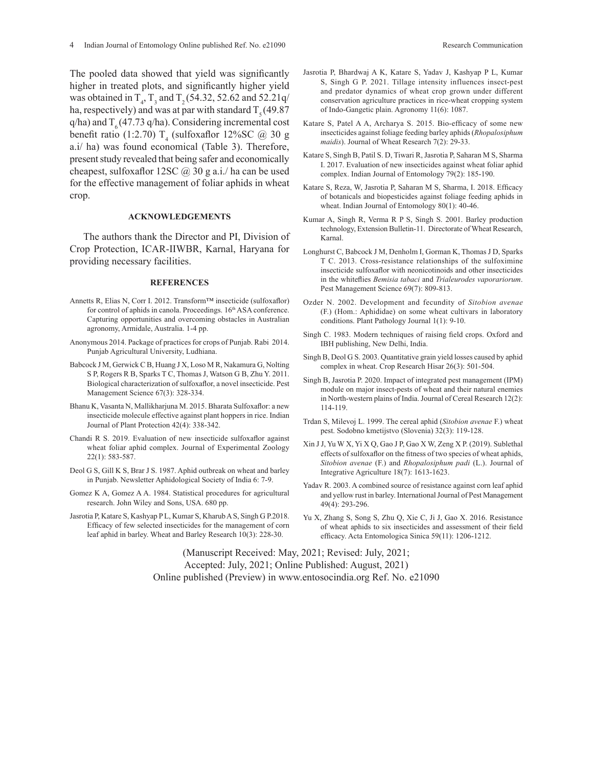The pooled data showed that yield was significantly higher in treated plots, and significantly higher yield was obtained in $T_4$, $T_3$ and $T_2$ (54.32, 52.62 and 52.21q/ha, respectively) and was at par with standard $T_5$ (49.87 q/ha) and $T_6$ (47.73 q/ha). Considering incremental cost benefit ratio (1:2.70) $T_4$ (sulfoxaflor 12%SC @ 30 g a.i/ ha) was found economical (Table 3). Therefore, present study revealed that being safer and economically cheapest, sulfoxaflor 12SC @ 30 g a.i./ ha can be used for the effective management of foliar aphids in wheat crop.

## ACKNOWLEDGEMENTS

The authors thank the Director and PI, Division of Crop Protection, ICAR-IIWBR, Karnal, Haryana for providing necessary facilities.

## REFERENCES

Annetts R, Elias N, Corr I. 2012. Transform™ insecticide (sulfoxaflor) for control of aphids in canola. Proceedings. 16th ASA conference. Capturing opportunities and overcoming obstacles in Australian agronomy, Armidale, Australia. 1-4 pp.

Anonymous 2014. Package of practices for crops of Punjab. Rabi 2014. Punjab Agricultural University, Ludhiana.

Babcock J M, Gerwick C B, Huang J X, Loso M R, Nakamura G, Nolting S P, Rogers R B, Sparks T C, Thomas J, Watson G B, Zhu Y. 2011. Biological characterization of sulfoxaflor, a novel insecticide. Pest Management Science 67(3): 328-334.

Bhanu K, Vasanta N, Mallikharjuna M. 2015. Bharata Sulfoxaflor: a new insecticide molecule effective against plant hoppers in rice. Indian Journal of Plant Protection 42(4): 338-342.

Chandi R S. 2019. Evaluation of new insecticide sulfoxaflor against wheat foliar aphid complex. Journal of Experimental Zoology 22(1): 583-587.

Deol G S, Gill K S, Brar J S. 1987. Aphid outbreak on wheat and barley in Punjab. Newsletter Aphidological Society of India 6: 7-9.

Gomez K A, Gomez A A. 1984. Statistical procedures for agricultural research. John Wiley and Sons, USA. 680 pp.

Jasrotia P, Katare S, Kashyap P L, Kumar S, Kharub A S, Singh G P.2018. Efficacy of few selected insecticides for the management of corn leaf aphid in barley. Wheat and Barley Research 10(3): 228-30.

Jasrotia P, Bhardwaj A K, Katare S, Yadav J, Kashyap P L, Kumar S, Singh G P. 2021. Tillage intensity influences insect-pest and predator dynamics of wheat crop grown under different conservation agriculture practices in rice-wheat cropping system of Indo-Gangetic plain. Agronomy 11(6): 1087.

Katare S, Patel A A, Archarya S. 2015. Bio-efficacy of some new insecticides against foliage feeding barley aphids (*Rhopalosiphum maidis*). Journal of Wheat Research 7(2): 29-33.

Katare S, Singh B, Patil S. D, Tiwari R, Jasrotia P, Saharan M S, Sharma I. 2017. Evaluation of new insecticides against wheat foliar aphid complex. Indian Journal of Entomology 79(2): 185-190.

Katare S, Reza, W, Jasrotia P, Saharan M S, Sharma, I. 2018. Efficacy of botanicals and biopesticides against foliage feeding aphids in wheat. Indian Journal of Entomology 80(1): 40-46.

Kumar A, Singh R, Verma R P S, Singh S. 2001. Barley production technology, Extension Bulletin-11. Directorate of Wheat Research, Karnal.

Longhurst C, Babcock J M, Denholm I, Gorman K, Thomas J D, Sparks T C. 2013. Cross-resistance relationships of the sulfoximine insecticide sulfoxaflor with neonicotinoids and other insecticides in the whiteflies *Bemisia tabaci* and *Trialeurodes vaporariorum*. Pest Management Science 69(7): 809-813.

Ozder N. 2002. Development and fecundity of *Sitobion avenae* (F.) (Hom.: Aphididae) on some wheat cultivars in laboratory conditions. Plant Pathology Journal 1(1): 9-10.

Singh C. 1983. Modern techniques of raising field crops. Oxford and IBH publishing, New Delhi, India.

Singh B, Deol G S. 2003. Quantitative grain yield losses caused by aphid complex in wheat. Crop Research Hisar 26(3): 501-504.

Singh B, Jasrotia P. 2020. Impact of integrated pest management (IPM) module on major insect-pests of wheat and their natural enemies in North-western plains of India. Journal of Cereal Research 12(2): 114-119.

Trdan S, Milevoj L. 1999. The cereal aphid (*Sitobion avenae* F.) wheat pest. Sodobno kmetijstvo (Slovenia) 32(3): 119-128.

Xin J J, Yu W X, Yi X Q, Gao J P, Gao X W, Zeng X P. (2019). Sublethal effects of sulfoxaflor on the fitness of two species of wheat aphids, *Sitobion avenae* (F.) and *Rhopalosiphum padi* (L.). Journal of Integrative Agriculture 18(7): 1613-1623.

Yadav R. 2003. A combined source of resistance against corn leaf aphid and yellow rust in barley. International Journal of Pest Management 49(4): 293-296.

Yu X, Zhang S, Song S, Zhu Q, Xie C, Ji J, Gao X. 2016. Resistance of wheat aphids to six insecticides and assessment of their field efficacy. Acta Entomologica Sinica 59(11): 1206-1212.

(Manuscript Received: May, 2021; Revised: July, 2021;
Accepted: July, 2021; Online Published: August, 2021)
Online published (Preview) in www.entosocindia.org Ref. No. e21090